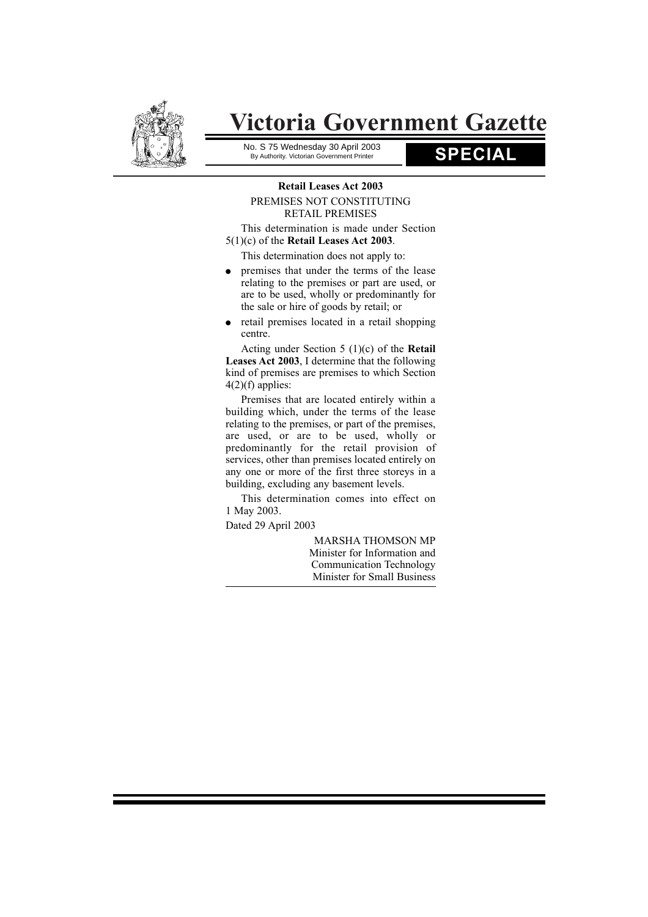# Victoria Government Gazette

No. S 75 Wednesday 30 April 2003
By Authority. Victorian Government Printer

**SPECIAL**

## Retail Leases Act 2003

PREMISES NOT CONSTITUTING RETAIL PREMISES

This determination is made under Section 5(1)(c) of the **Retail Leases Act 2003**.

This determination does not apply to:

- premises that under the terms of the lease relating to the premises or part are used, or are to be used, wholly or predominantly for the sale or hire of goods by retail; or
- retail premises located in a retail shopping centre.

Acting under Section 5 (1)(c) of the **Retail Leases Act 2003**, I determine that the following kind of premises are premises to which Section 4(2)(f) applies:

Premises that are located entirely within a building which, under the terms of the lease relating to the premises, or part of the premises, are used, or are to be used, wholly or predominantly for the retail provision of services, other than premises located entirely on any one or more of the first three storeys in a building, excluding any basement levels.

This determination comes into effect on 1 May 2003.

Dated 29 April 2003

MARSHA THOMSON MP
Minister for Information and Communication Technology
Minister for Small Business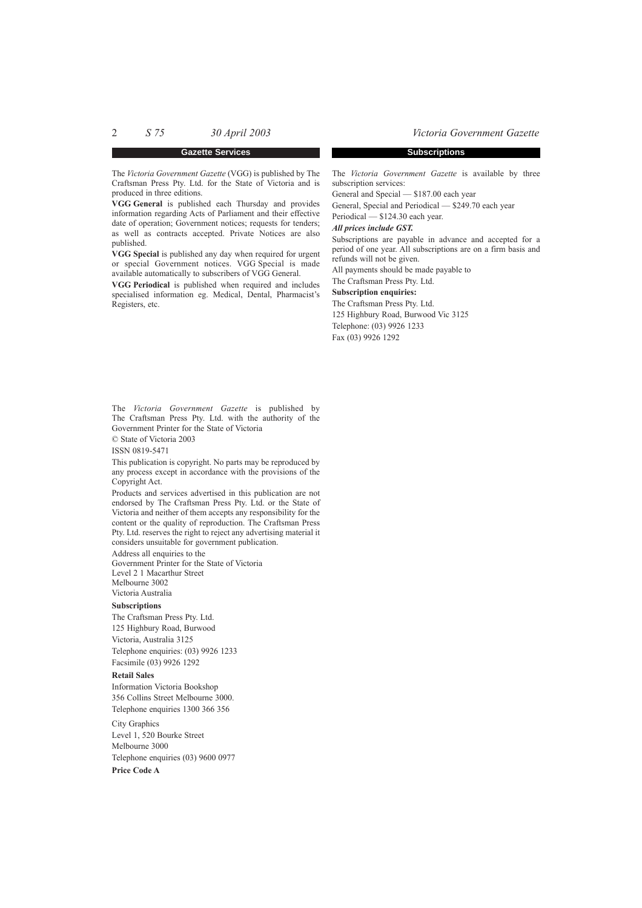## Gazette Services

The *Victoria Government Gazette* (VGG) is published by The Craftsman Press Pty. Ltd. for the State of Victoria and is produced in three editions.

**VGG General** is published each Thursday and provides information regarding Acts of Parliament and their effective date of operation; Government notices; requests for tenders; as well as contracts accepted. Private Notices are also published.

**VGG Special** is published any day when required for urgent or special Government notices. VGG Special is made available automatically to subscribers of VGG General.

**VGG Periodical** is published when required and includes specialised information eg. Medical, Dental, Pharmacist's Registers, etc.

## Subscriptions

The *Victoria Government Gazette* is available by three subscription services:

General and Special — $187.00 each year

General, Special and Periodical — $249.70 each year

Periodical — $124.30 each year.

***All prices include GST.***

Subscriptions are payable in advance and accepted for a period of one year. All subscriptions are on a firm basis and refunds will not be given.

All payments should be made payable to

The Craftsman Press Pty. Ltd.

**Subscription enquiries:**

The Craftsman Press Pty. Ltd.

125 Highbury Road, Burwood Vic 3125

Telephone: (03) 9926 1233

Fax (03) 9926 1292

The *Victoria Government Gazette* is published by The Craftsman Press Pty. Ltd. with the authority of the Government Printer for the State of Victoria

© State of Victoria 2003

ISSN 0819-5471

This publication is copyright. No parts may be reproduced by any process except in accordance with the provisions of the Copyright Act.

Products and services advertised in this publication are not endorsed by The Craftsman Press Pty. Ltd. or the State of Victoria and neither of them accepts any responsibility for the content or the quality of reproduction. The Craftsman Press Pty. Ltd. reserves the right to reject any advertising material it considers unsuitable for government publication.

Address all enquiries to the
Government Printer for the State of Victoria
Level 2 1 Macarthur Street
Melbourne 3002
Victoria Australia

**Subscriptions**

The Craftsman Press Pty. Ltd.
125 Highbury Road, Burwood
Victoria, Australia 3125
Telephone enquiries: (03) 9926 1233
Facsimile (03) 9926 1292

**Retail Sales**

Information Victoria Bookshop
356 Collins Street Melbourne 3000.
Telephone enquiries 1300 366 356

City Graphics
Level 1, 520 Bourke Street
Melbourne 3000
Telephone enquiries (03) 9600 0977

**Price Code A**